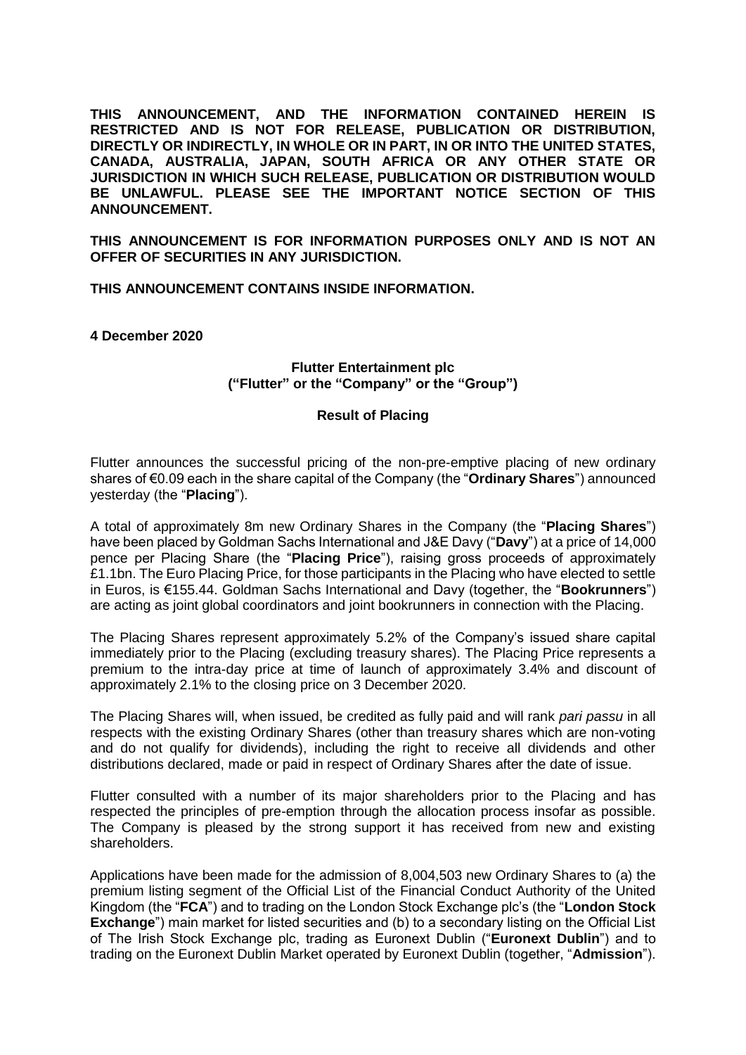**THIS ANNOUNCEMENT, AND THE INFORMATION CONTAINED HEREIN IS RESTRICTED AND IS NOT FOR RELEASE, PUBLICATION OR DISTRIBUTION, DIRECTLY OR INDIRECTLY, IN WHOLE OR IN PART, IN OR INTO THE UNITED STATES, CANADA, AUSTRALIA, JAPAN, SOUTH AFRICA OR ANY OTHER STATE OR JURISDICTION IN WHICH SUCH RELEASE, PUBLICATION OR DISTRIBUTION WOULD BE UNLAWFUL. PLEASE SEE THE IMPORTANT NOTICE SECTION OF THIS ANNOUNCEMENT.**

**THIS ANNOUNCEMENT IS FOR INFORMATION PURPOSES ONLY AND IS NOT AN OFFER OF SECURITIES IN ANY JURISDICTION.**

**THIS ANNOUNCEMENT CONTAINS INSIDE INFORMATION.**

**4 December 2020**

**Flutter Entertainment plc**
**("Flutter" or the "Company" or the "Group")**

**Result of Placing**

Flutter announces the successful pricing of the non-pre-emptive placing of new ordinary shares of €0.09 each in the share capital of the Company (the "**Ordinary Shares**") announced yesterday (the "**Placing**").

A total of approximately 8m new Ordinary Shares in the Company (the "**Placing Shares**") have been placed by Goldman Sachs International and J&E Davy ("**Davy**") at a price of 14,000 pence per Placing Share (the "**Placing Price**"), raising gross proceeds of approximately £1.1bn. The Euro Placing Price, for those participants in the Placing who have elected to settle in Euros, is €155.44. Goldman Sachs International and Davy (together, the "**Bookrunners**") are acting as joint global coordinators and joint bookrunners in connection with the Placing.

The Placing Shares represent approximately 5.2% of the Company's issued share capital immediately prior to the Placing (excluding treasury shares). The Placing Price represents a premium to the intra-day price at time of launch of approximately 3.4% and discount of approximately 2.1% to the closing price on 3 December 2020.

The Placing Shares will, when issued, be credited as fully paid and will rank *pari passu* in all respects with the existing Ordinary Shares (other than treasury shares which are non-voting and do not qualify for dividends), including the right to receive all dividends and other distributions declared, made or paid in respect of Ordinary Shares after the date of issue.

Flutter consulted with a number of its major shareholders prior to the Placing and has respected the principles of pre-emption through the allocation process insofar as possible. The Company is pleased by the strong support it has received from new and existing shareholders.

Applications have been made for the admission of 8,004,503 new Ordinary Shares to (a) the premium listing segment of the Official List of the Financial Conduct Authority of the United Kingdom (the "**FCA**") and to trading on the London Stock Exchange plc's (the "**London Stock Exchange**") main market for listed securities and (b) to a secondary listing on the Official List of The Irish Stock Exchange plc, trading as Euronext Dublin ("**Euronext Dublin**") and to trading on the Euronext Dublin Market operated by Euronext Dublin (together, "**Admission**").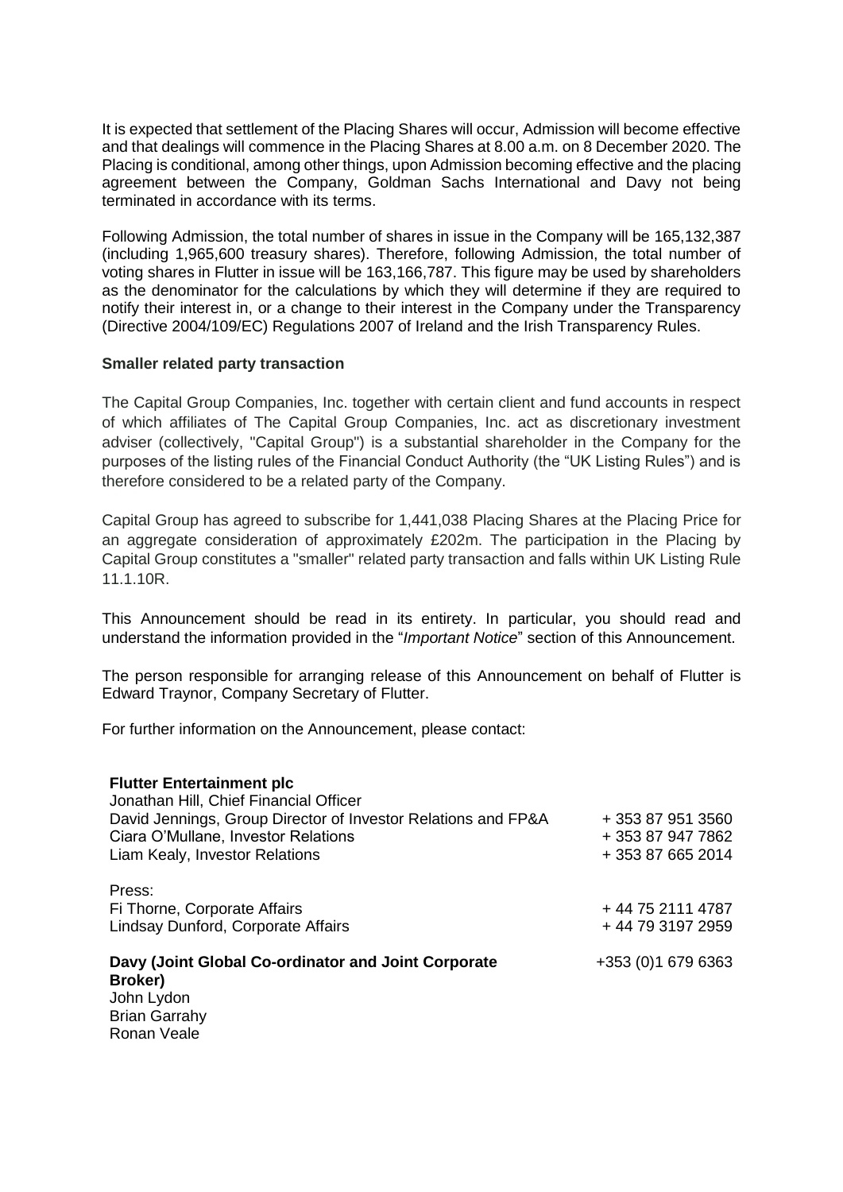It is expected that settlement of the Placing Shares will occur, Admission will become effective and that dealings will commence in the Placing Shares at 8.00 a.m. on 8 December 2020. The Placing is conditional, among other things, upon Admission becoming effective and the placing agreement between the Company, Goldman Sachs International and Davy not being terminated in accordance with its terms.

Following Admission, the total number of shares in issue in the Company will be 165,132,387 (including 1,965,600 treasury shares). Therefore, following Admission, the total number of voting shares in Flutter in issue will be 163,166,787. This figure may be used by shareholders as the denominator for the calculations by which they will determine if they are required to notify their interest in, or a change to their interest in the Company under the Transparency (Directive 2004/109/EC) Regulations 2007 of Ireland and the Irish Transparency Rules.

**Smaller related party transaction**

The Capital Group Companies, Inc. together with certain client and fund accounts in respect of which affiliates of The Capital Group Companies, Inc. act as discretionary investment adviser (collectively, "Capital Group") is a substantial shareholder in the Company for the purposes of the listing rules of the Financial Conduct Authority (the "UK Listing Rules") and is therefore considered to be a related party of the Company.

Capital Group has agreed to subscribe for 1,441,038 Placing Shares at the Placing Price for an aggregate consideration of approximately £202m. The participation in the Placing by Capital Group constitutes a "smaller" related party transaction and falls within UK Listing Rule 11.1.10R.

This Announcement should be read in its entirety. In particular, you should read and understand the information provided in the "*Important Notice*" section of this Announcement.

The person responsible for arranging release of this Announcement on behalf of Flutter is Edward Traynor, Company Secretary of Flutter.

For further information on the Announcement, please contact:

| | |
|---|---|
| **Flutter Entertainment plc** | |
| Jonathan Hill, Chief Financial Officer | |
| David Jennings, Group Director of Investor Relations and FP&A | + 353 87 951 3560 |
| Ciara O'Mullane, Investor Relations | + 353 87 947 7862 |
| Liam Kealy, Investor Relations | + 353 87 665 2014 |
| Press: | |
| Fi Thorne, Corporate Affairs | + 44 75 2111 4787 |
| Lindsay Dunford, Corporate Affairs | + 44 79 3197 2959 |
| **Davy (Joint Global Co-ordinator and Joint Corporate Broker)** | +353 (0)1 679 6363 |
| John Lydon | |
| Brian Garrahy | |
| Ronan Veale | |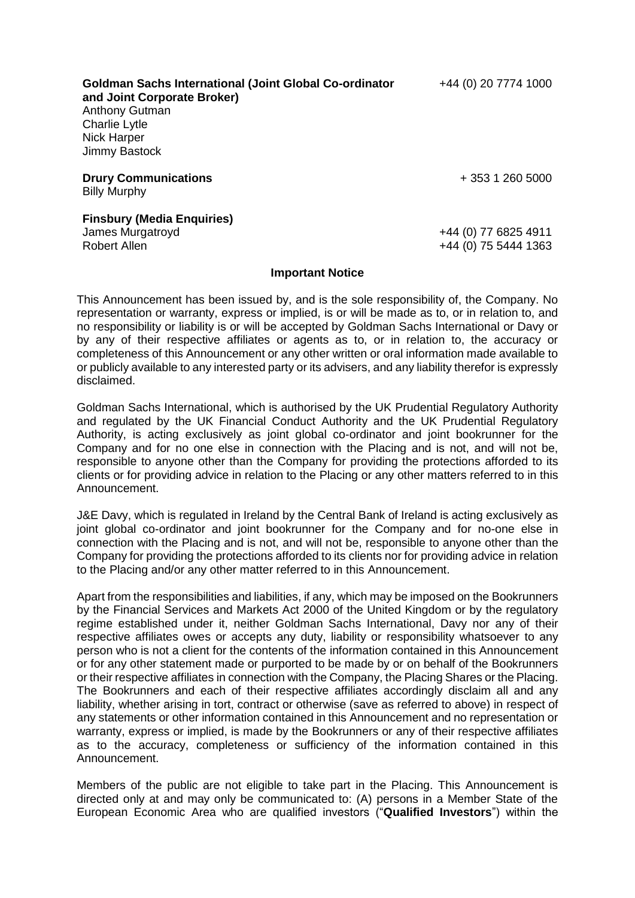**Goldman Sachs International (Joint Global Co-ordinator and Joint Corporate Broker)** +44 (0) 20 7774 1000
Anthony Gutman
Charlie Lytle
Nick Harper
Jimmy Bastock

**Drury Communications** + 353 1 260 5000
Billy Murphy

**Finsbury (Media Enquiries)**
James Murgatroyd +44 (0) 77 6825 4911
Robert Allen +44 (0) 75 5444 1363

**Important Notice**

This Announcement has been issued by, and is the sole responsibility of, the Company. No representation or warranty, express or implied, is or will be made as to, or in relation to, and no responsibility or liability is or will be accepted by Goldman Sachs International or Davy or by any of their respective affiliates or agents as to, or in relation to, the accuracy or completeness of this Announcement or any other written or oral information made available to or publicly available to any interested party or its advisers, and any liability therefor is expressly disclaimed.

Goldman Sachs International, which is authorised by the UK Prudential Regulatory Authority and regulated by the UK Financial Conduct Authority and the UK Prudential Regulatory Authority, is acting exclusively as joint global co-ordinator and joint bookrunner for the Company and for no one else in connection with the Placing and is not, and will not be, responsible to anyone other than the Company for providing the protections afforded to its clients or for providing advice in relation to the Placing or any other matters referred to in this Announcement.

J&E Davy, which is regulated in Ireland by the Central Bank of Ireland is acting exclusively as joint global co-ordinator and joint bookrunner for the Company and for no-one else in connection with the Placing and is not, and will not be, responsible to anyone other than the Company for providing the protections afforded to its clients nor for providing advice in relation to the Placing and/or any other matter referred to in this Announcement.

Apart from the responsibilities and liabilities, if any, which may be imposed on the Bookrunners by the Financial Services and Markets Act 2000 of the United Kingdom or by the regulatory regime established under it, neither Goldman Sachs International, Davy nor any of their respective affiliates owes or accepts any duty, liability or responsibility whatsoever to any person who is not a client for the contents of the information contained in this Announcement or for any other statement made or purported to be made by or on behalf of the Bookrunners or their respective affiliates in connection with the Company, the Placing Shares or the Placing. The Bookrunners and each of their respective affiliates accordingly disclaim all and any liability, whether arising in tort, contract or otherwise (save as referred to above) in respect of any statements or other information contained in this Announcement and no representation or warranty, express or implied, is made by the Bookrunners or any of their respective affiliates as to the accuracy, completeness or sufficiency of the information contained in this Announcement.

Members of the public are not eligible to take part in the Placing. This Announcement is directed only at and may only be communicated to: (A) persons in a Member State of the European Economic Area who are qualified investors ("**Qualified Investors**") within the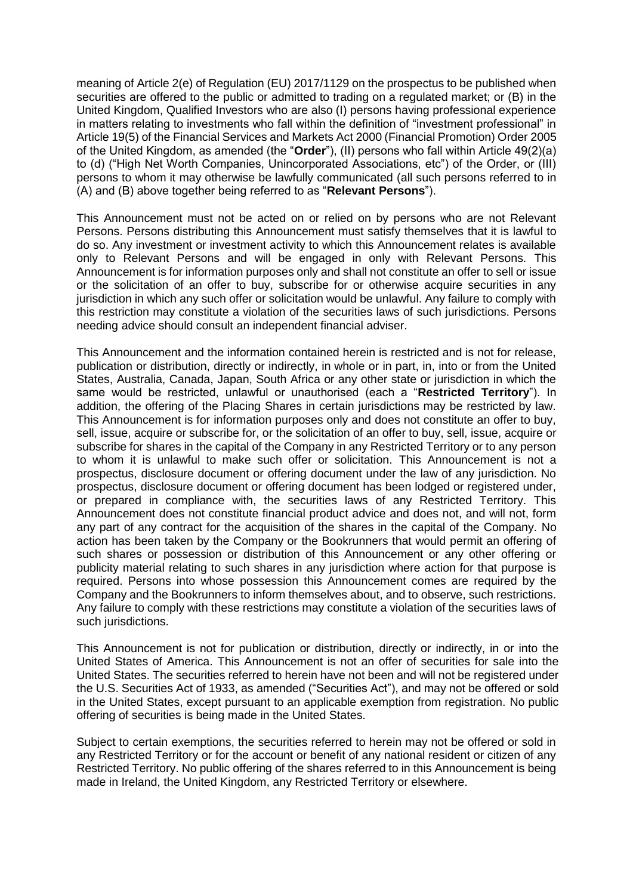meaning of Article 2(e) of Regulation (EU) 2017/1129 on the prospectus to be published when securities are offered to the public or admitted to trading on a regulated market; or (B) in the United Kingdom, Qualified Investors who are also (I) persons having professional experience in matters relating to investments who fall within the definition of "investment professional" in Article 19(5) of the Financial Services and Markets Act 2000 (Financial Promotion) Order 2005 of the United Kingdom, as amended (the "**Order**"), (II) persons who fall within Article 49(2)(a) to (d) ("High Net Worth Companies, Unincorporated Associations, etc") of the Order, or (III) persons to whom it may otherwise be lawfully communicated (all such persons referred to in (A) and (B) above together being referred to as "**Relevant Persons**").

This Announcement must not be acted on or relied on by persons who are not Relevant Persons. Persons distributing this Announcement must satisfy themselves that it is lawful to do so. Any investment or investment activity to which this Announcement relates is available only to Relevant Persons and will be engaged in only with Relevant Persons. This Announcement is for information purposes only and shall not constitute an offer to sell or issue or the solicitation of an offer to buy, subscribe for or otherwise acquire securities in any jurisdiction in which any such offer or solicitation would be unlawful. Any failure to comply with this restriction may constitute a violation of the securities laws of such jurisdictions. Persons needing advice should consult an independent financial adviser.

This Announcement and the information contained herein is restricted and is not for release, publication or distribution, directly or indirectly, in whole or in part, in, into or from the United States, Australia, Canada, Japan, South Africa or any other state or jurisdiction in which the same would be restricted, unlawful or unauthorised (each a "**Restricted Territory**"). In addition, the offering of the Placing Shares in certain jurisdictions may be restricted by law. This Announcement is for information purposes only and does not constitute an offer to buy, sell, issue, acquire or subscribe for, or the solicitation of an offer to buy, sell, issue, acquire or subscribe for shares in the capital of the Company in any Restricted Territory or to any person to whom it is unlawful to make such offer or solicitation. This Announcement is not a prospectus, disclosure document or offering document under the law of any jurisdiction. No prospectus, disclosure document or offering document has been lodged or registered under, or prepared in compliance with, the securities laws of any Restricted Territory. This Announcement does not constitute financial product advice and does not, and will not, form any part of any contract for the acquisition of the shares in the capital of the Company. No action has been taken by the Company or the Bookrunners that would permit an offering of such shares or possession or distribution of this Announcement or any other offering or publicity material relating to such shares in any jurisdiction where action for that purpose is required. Persons into whose possession this Announcement comes are required by the Company and the Bookrunners to inform themselves about, and to observe, such restrictions. Any failure to comply with these restrictions may constitute a violation of the securities laws of such jurisdictions.

This Announcement is not for publication or distribution, directly or indirectly, in or into the United States of America. This Announcement is not an offer of securities for sale into the United States. The securities referred to herein have not been and will not be registered under the U.S. Securities Act of 1933, as amended ("Securities Act"), and may not be offered or sold in the United States, except pursuant to an applicable exemption from registration. No public offering of securities is being made in the United States.

Subject to certain exemptions, the securities referred to herein may not be offered or sold in any Restricted Territory or for the account or benefit of any national resident or citizen of any Restricted Territory. No public offering of the shares referred to in this Announcement is being made in Ireland, the United Kingdom, any Restricted Territory or elsewhere.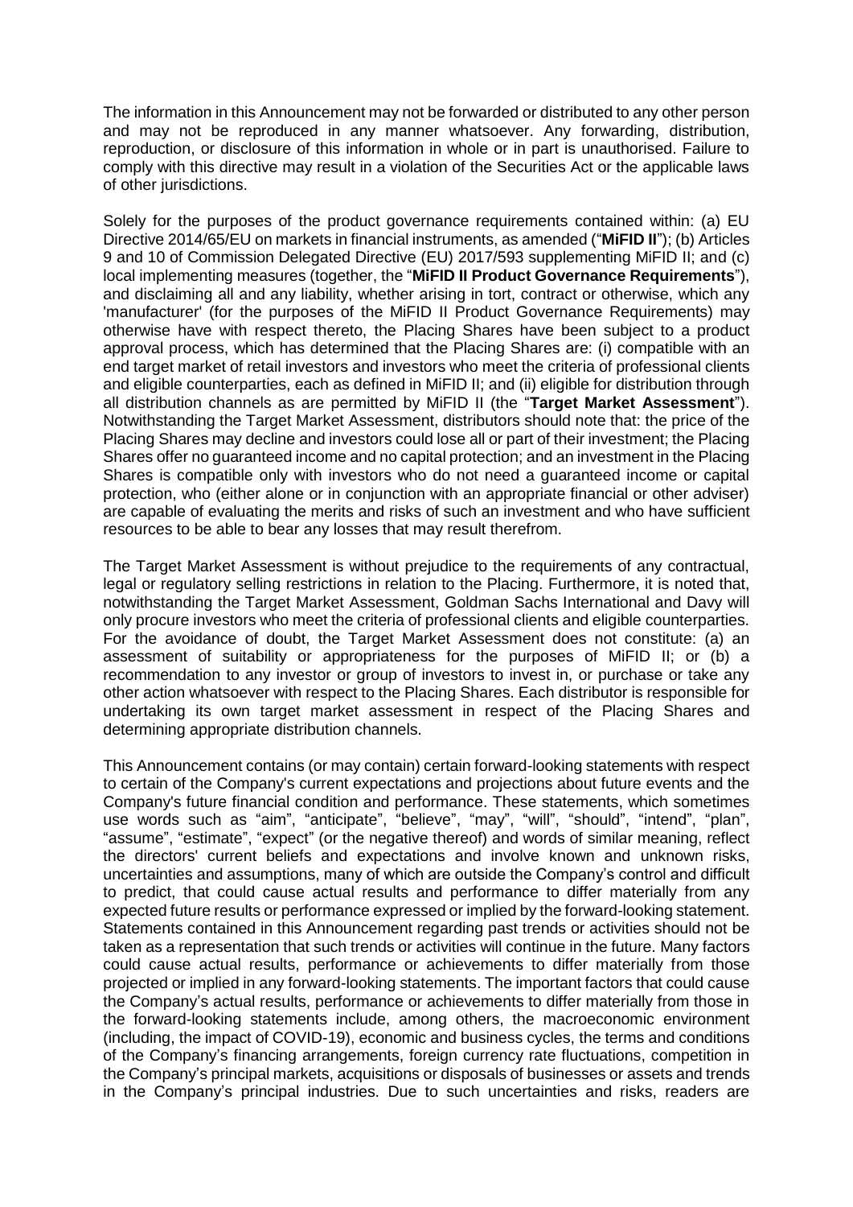The information in this Announcement may not be forwarded or distributed to any other person and may not be reproduced in any manner whatsoever. Any forwarding, distribution, reproduction, or disclosure of this information in whole or in part is unauthorised. Failure to comply with this directive may result in a violation of the Securities Act or the applicable laws of other jurisdictions.

Solely for the purposes of the product governance requirements contained within: (a) EU Directive 2014/65/EU on markets in financial instruments, as amended ("**MiFID II**"); (b) Articles 9 and 10 of Commission Delegated Directive (EU) 2017/593 supplementing MiFID II; and (c) local implementing measures (together, the "**MiFID II Product Governance Requirements**"), and disclaiming all and any liability, whether arising in tort, contract or otherwise, which any 'manufacturer' (for the purposes of the MiFID II Product Governance Requirements) may otherwise have with respect thereto, the Placing Shares have been subject to a product approval process, which has determined that the Placing Shares are: (i) compatible with an end target market of retail investors and investors who meet the criteria of professional clients and eligible counterparties, each as defined in MiFID II; and (ii) eligible for distribution through all distribution channels as are permitted by MiFID II (the "**Target Market Assessment**"). Notwithstanding the Target Market Assessment, distributors should note that: the price of the Placing Shares may decline and investors could lose all or part of their investment; the Placing Shares offer no guaranteed income and no capital protection; and an investment in the Placing Shares is compatible only with investors who do not need a guaranteed income or capital protection, who (either alone or in conjunction with an appropriate financial or other adviser) are capable of evaluating the merits and risks of such an investment and who have sufficient resources to be able to bear any losses that may result therefrom.

The Target Market Assessment is without prejudice to the requirements of any contractual, legal or regulatory selling restrictions in relation to the Placing. Furthermore, it is noted that, notwithstanding the Target Market Assessment, Goldman Sachs International and Davy will only procure investors who meet the criteria of professional clients and eligible counterparties. For the avoidance of doubt, the Target Market Assessment does not constitute: (a) an assessment of suitability or appropriateness for the purposes of MiFID II; or (b) a recommendation to any investor or group of investors to invest in, or purchase or take any other action whatsoever with respect to the Placing Shares. Each distributor is responsible for undertaking its own target market assessment in respect of the Placing Shares and determining appropriate distribution channels.

This Announcement contains (or may contain) certain forward-looking statements with respect to certain of the Company's current expectations and projections about future events and the Company's future financial condition and performance. These statements, which sometimes use words such as "aim", "anticipate", "believe", "may", "will", "should", "intend", "plan", "assume", "estimate", "expect" (or the negative thereof) and words of similar meaning, reflect the directors' current beliefs and expectations and involve known and unknown risks, uncertainties and assumptions, many of which are outside the Company's control and difficult to predict, that could cause actual results and performance to differ materially from any expected future results or performance expressed or implied by the forward-looking statement. Statements contained in this Announcement regarding past trends or activities should not be taken as a representation that such trends or activities will continue in the future. Many factors could cause actual results, performance or achievements to differ materially from those projected or implied in any forward-looking statements. The important factors that could cause the Company's actual results, performance or achievements to differ materially from those in the forward-looking statements include, among others, the macroeconomic environment (including, the impact of COVID-19), economic and business cycles, the terms and conditions of the Company's financing arrangements, foreign currency rate fluctuations, competition in the Company's principal markets, acquisitions or disposals of businesses or assets and trends in the Company's principal industries. Due to such uncertainties and risks, readers are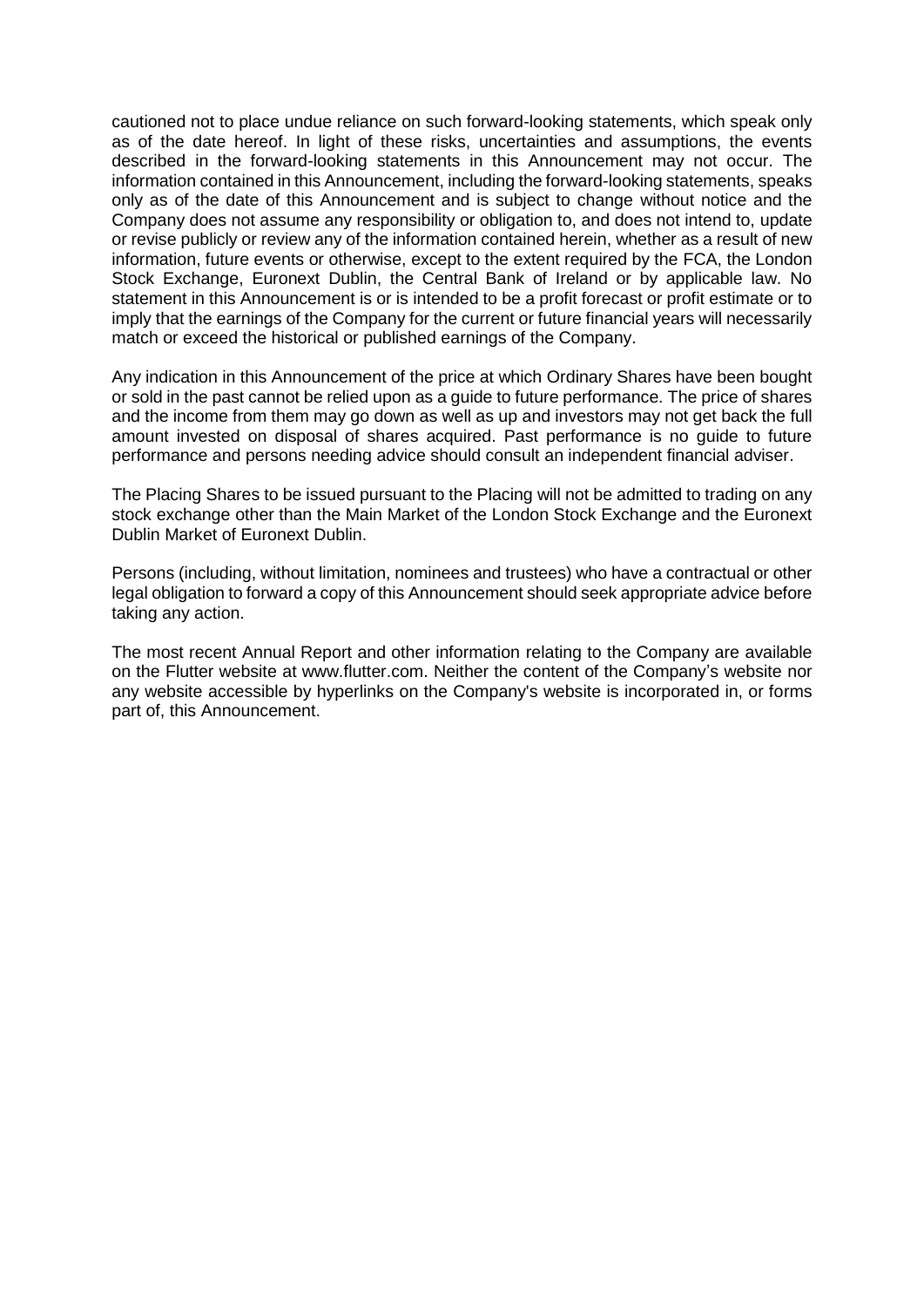cautioned not to place undue reliance on such forward-looking statements, which speak only as of the date hereof. In light of these risks, uncertainties and assumptions, the events described in the forward-looking statements in this Announcement may not occur. The information contained in this Announcement, including the forward-looking statements, speaks only as of the date of this Announcement and is subject to change without notice and the Company does not assume any responsibility or obligation to, and does not intend to, update or revise publicly or review any of the information contained herein, whether as a result of new information, future events or otherwise, except to the extent required by the FCA, the London Stock Exchange, Euronext Dublin, the Central Bank of Ireland or by applicable law. No statement in this Announcement is or is intended to be a profit forecast or profit estimate or to imply that the earnings of the Company for the current or future financial years will necessarily match or exceed the historical or published earnings of the Company.

Any indication in this Announcement of the price at which Ordinary Shares have been bought or sold in the past cannot be relied upon as a guide to future performance. The price of shares and the income from them may go down as well as up and investors may not get back the full amount invested on disposal of shares acquired. Past performance is no guide to future performance and persons needing advice should consult an independent financial adviser.

The Placing Shares to be issued pursuant to the Placing will not be admitted to trading on any stock exchange other than the Main Market of the London Stock Exchange and the Euronext Dublin Market of Euronext Dublin.

Persons (including, without limitation, nominees and trustees) who have a contractual or other legal obligation to forward a copy of this Announcement should seek appropriate advice before taking any action.

The most recent Annual Report and other information relating to the Company are available on the Flutter website at www.flutter.com. Neither the content of the Company's website nor any website accessible by hyperlinks on the Company's website is incorporated in, or forms part of, this Announcement.